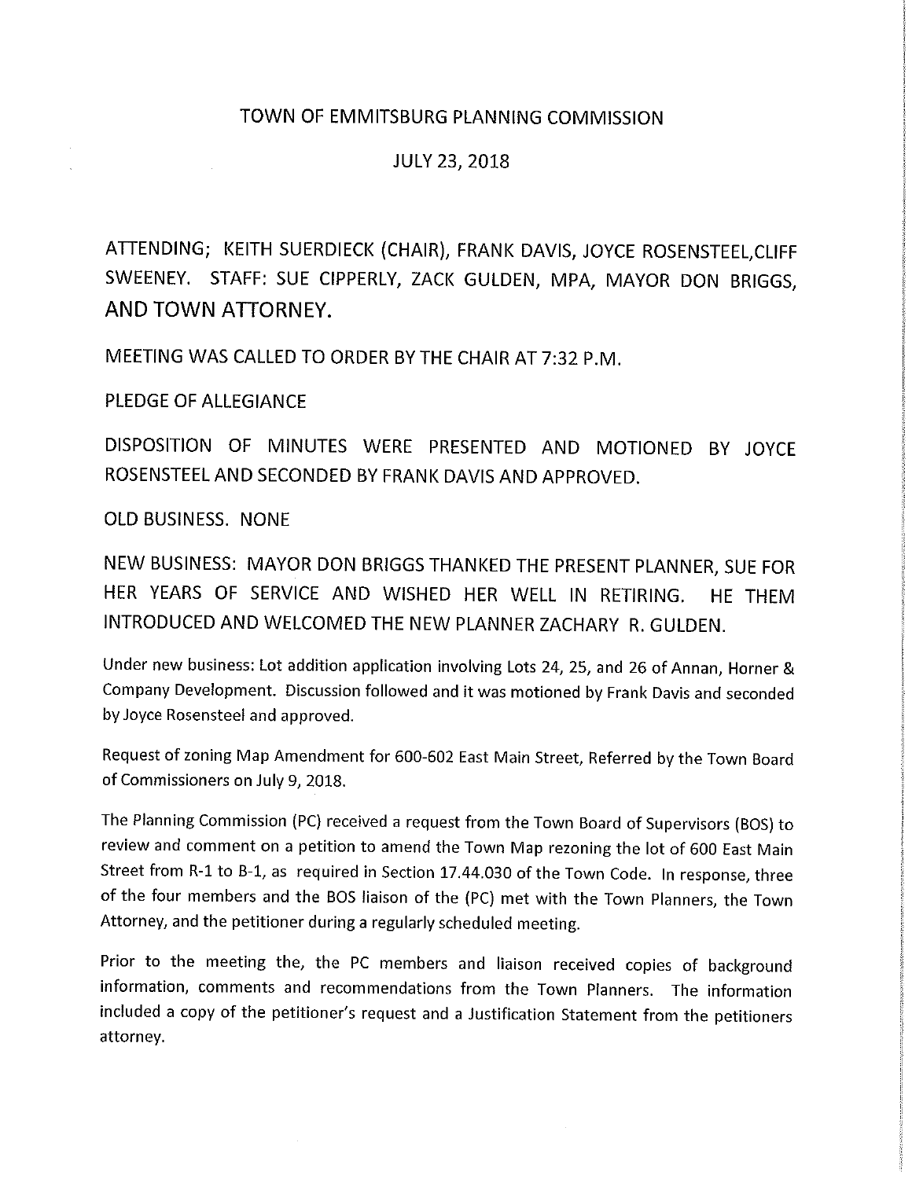# TOWN OF EMMITSBURG PLANNING COMMISSION

## JULY 23, 2018

ATTENDING; KEITH SUERDIECK (CHAIR), FRANK DAVIS, JOYCE ROSENSTEEL,CLIFF SWEENEY. STAFF: SUE CIPPERLY, ZACK GULDEN, MPA, MAYOR DON BRIGGS, AND TOWN ATTORNEY.

MEETING WAS CALLED TO ORDER BY THE CHAIR AT 7:32 P.M.

PLEDGE OF ALLEGIANCE

DISPOSITION OF MINUTES WERE PRESENTED AND MOTIONED BY JOYCE ROSENSTEEL AND SECONDED BY FRANK DAVIS AND APPROVED.

OLD BUSINESS. NONE

NEW BUSINESS: MAYOR DON BRIGGS THANKED THE PRESENT PLANNER, SUE FOR HER YEARS OF SERVICE AND WISHED HER WELL IN RETIRING. HE THEM INTRODUCED AND WELCOMED THE NEW PLANNER ZACHARY R. GULDEN.

Under new business: Lot addition application involving Lots 24, 25, and 26 of Annan, Horner & Company Development. Discussion followed and it was motioned by Frank Davis and seconded by Joyce Rosensteel and approved.

Request of zoning Map Amendment for 600-602 East Main Street, Referred by the Town Board of Commissioners on July 9, 2018.

The Planning Commission (PC) received a request from the Town Board of Supervisors (BOS) to review and comment on a petition to amend the Town Map rezoning the lot of 600 East Main Street from R-1 to B-1, as required in Section 17.44.030 of the Town Code. In response, three of the four members and the BOS liaison of the (PC) met with the Town Planners, the Town Attorney, and the petitioner during a regularly scheduled meeting.

Prior to the meeting the, the PC members and liaison received copies of background information, comments and recommendations from the Town Planners. The information included a copy of the petitioner's request and a Justification Statement from the petitioners attorney.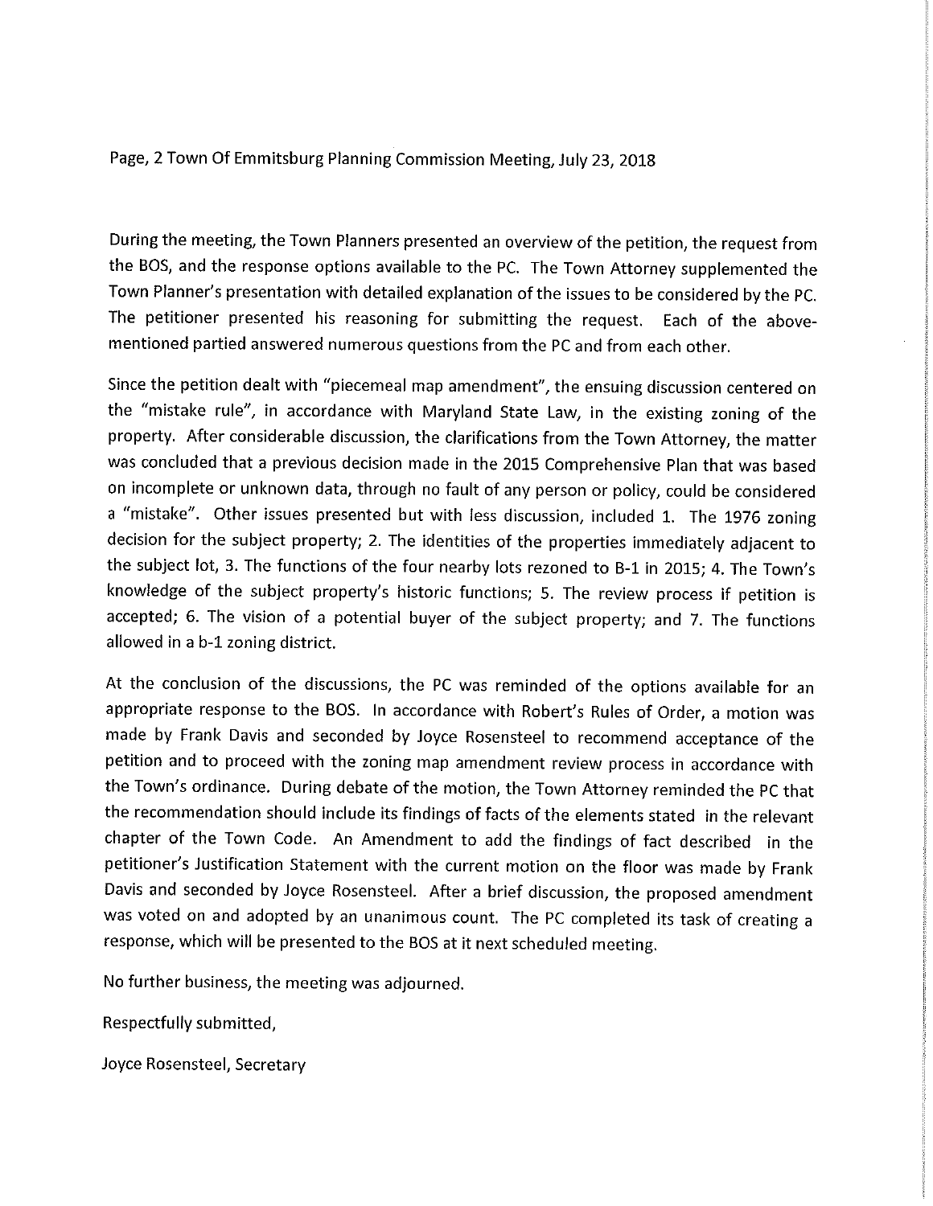During the meeting, the Town Planners presented an overview of the petition, the request from the BOS, and the response options available to the PC. The Town Attorney supplemented the Town Planner's presentation with detailed explanation of the issues to be considered by the PC. The petitioner presented his reasoning for submitting the request. Each of the above-mentioned partied answered numerous questions from the PC and from each other.

Since the petition dealt with "piecemeal map amendment", the ensuing discussion centered on the "mistake rule", in accordance with Maryland State Law, in the existing zoning of the property. After considerable discussion, the clarifications from the Town Attorney, the matter was concluded that a previous decision made in the 2015 Comprehensive Plan that was based on incomplete or unknown data, through no fault of any person or policy, could be considered a "mistake". Other issues presented but with less discussion, included 1. The 1976 zoning decision for the subject property; 2. The identities of the properties immediately adjacent to the subject lot, 3. The functions of the four nearby lots rezoned to B-1 in 2015; 4. The Town's knowledge of the subject property's historic functions; 5. The review process if petition is accepted; 6. The vision of a potential buyer of the subject property; and 7. The functions allowed in a b-1 zoning district.

At the conclusion of the discussions, the PC was reminded of the options available for an appropriate response to the BOS. In accordance with Robert's Rules of Order, a motion was made by Frank Davis and seconded by Joyce Rosensteel to recommend acceptance of the petition and to proceed with the zoning map amendment review process in accordance with the Town's ordinance. During debate of the motion, the Town Attorney reminded the PC that the recommendation should include its findings of facts of the elements stated in the relevant chapter of the Town Code. An Amendment to add the findings of fact described in the petitioner's Justification Statement with the current motion on the floor was made by Frank Davis and seconded by Joyce Rosensteel. After a brief discussion, the proposed amendment was voted on and adopted by an unanimous count. The PC completed its task of creating a response, which will be presented to the BOS at it next scheduled meeting.

No further business, the meeting was adjourned.

Respectfully submitted,

Joyce Rosensteel, Secretary